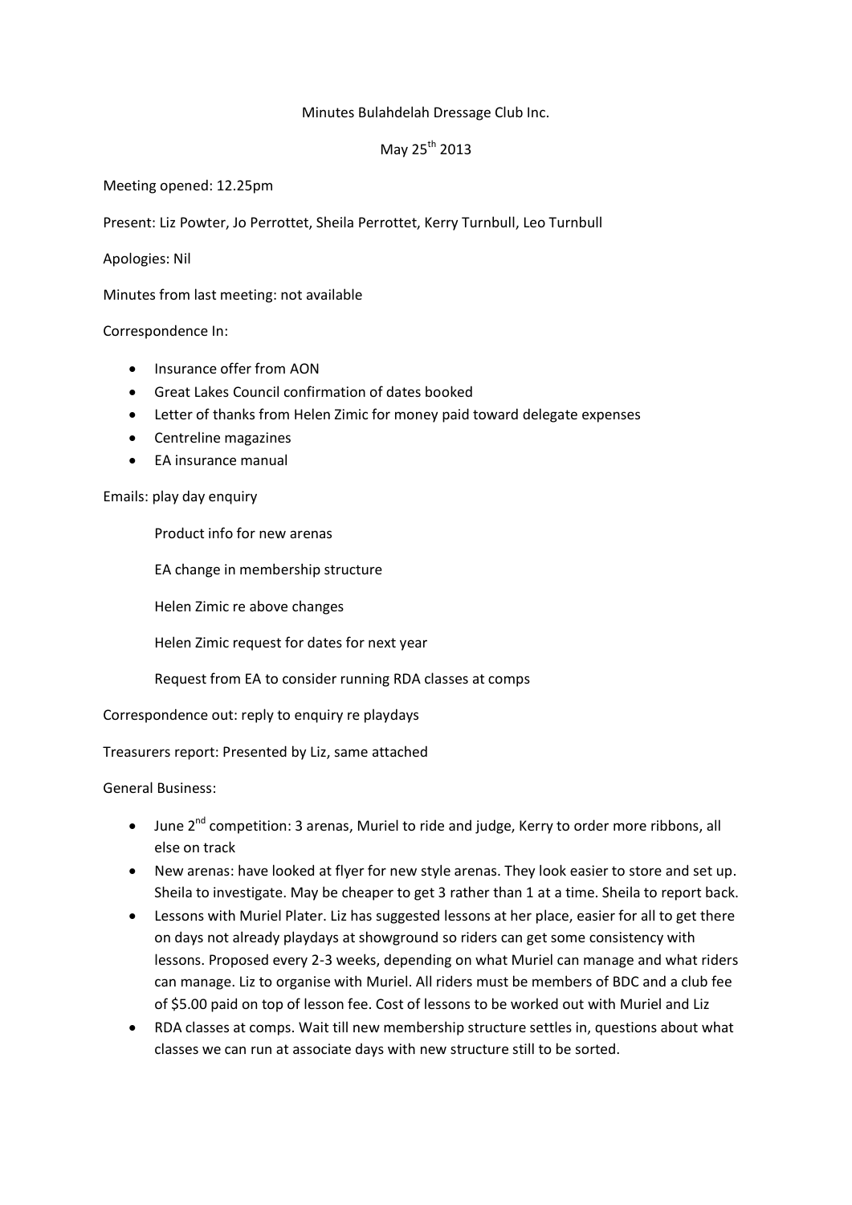Minutes Bulahdelah Dressage Club Inc.

May 25th 2013

Meeting opened: 12.25pm

Present: Liz Powter, Jo Perrottet, Sheila Perrottet, Kerry Turnbull, Leo Turnbull

Apologies: Nil

Minutes from last meeting: not available

Correspondence In:

- Insurance offer from AON
- Great Lakes Council confirmation of dates booked
- Letter of thanks from Helen Zimic for money paid toward delegate expenses
- Centreline magazines
- EA insurance manual

Emails: play day enquiry

Product info for new arenas

EA change in membership structure

Helen Zimic re above changes

Helen Zimic request for dates for next year

Request from EA to consider running RDA classes at comps

Correspondence out: reply to enquiry re playdays

Treasurers report: Presented by Liz, same attached

General Business:

- June 2nd competition: 3 arenas, Muriel to ride and judge, Kerry to order more ribbons, all else on track
- New arenas: have looked at flyer for new style arenas. They look easier to store and set up. Sheila to investigate. May be cheaper to get 3 rather than 1 at a time. Sheila to report back.
- Lessons with Muriel Plater. Liz has suggested lessons at her place, easier for all to get there on days not already playdays at showground so riders can get some consistency with lessons. Proposed every 2-3 weeks, depending on what Muriel can manage and what riders can manage. Liz to organise with Muriel. All riders must be members of BDC and a club fee of $5.00 paid on top of lesson fee. Cost of lessons to be worked out with Muriel and Liz
- RDA classes at comps. Wait till new membership structure settles in, questions about what classes we can run at associate days with new structure still to be sorted.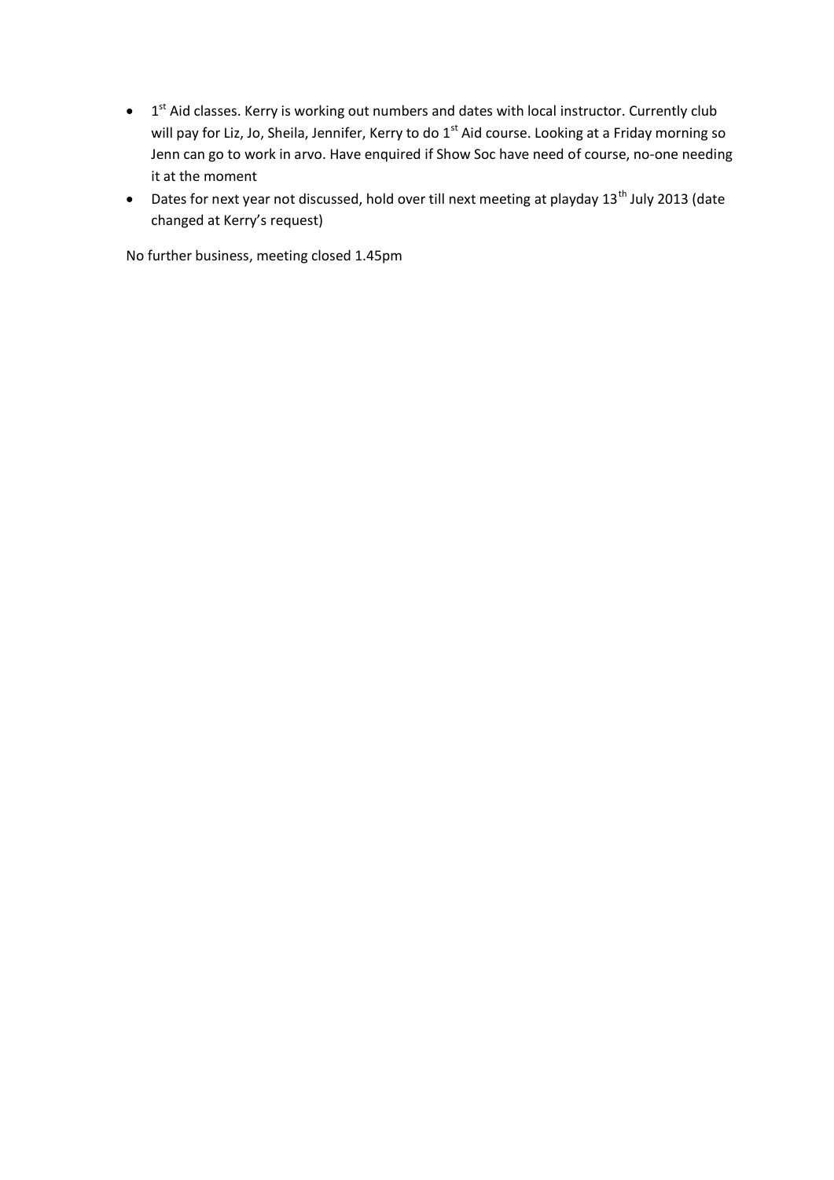- 1st Aid classes. Kerry is working out numbers and dates with local instructor. Currently club will pay for Liz, Jo, Sheila, Jennifer, Kerry to do 1st Aid course. Looking at a Friday morning so Jenn can go to work in arvo. Have enquired if Show Soc have need of course, no-one needing it at the moment
- Dates for next year not discussed, hold over till next meeting at playday 13th July 2013 (date changed at Kerry's request)

No further business, meeting closed 1.45pm